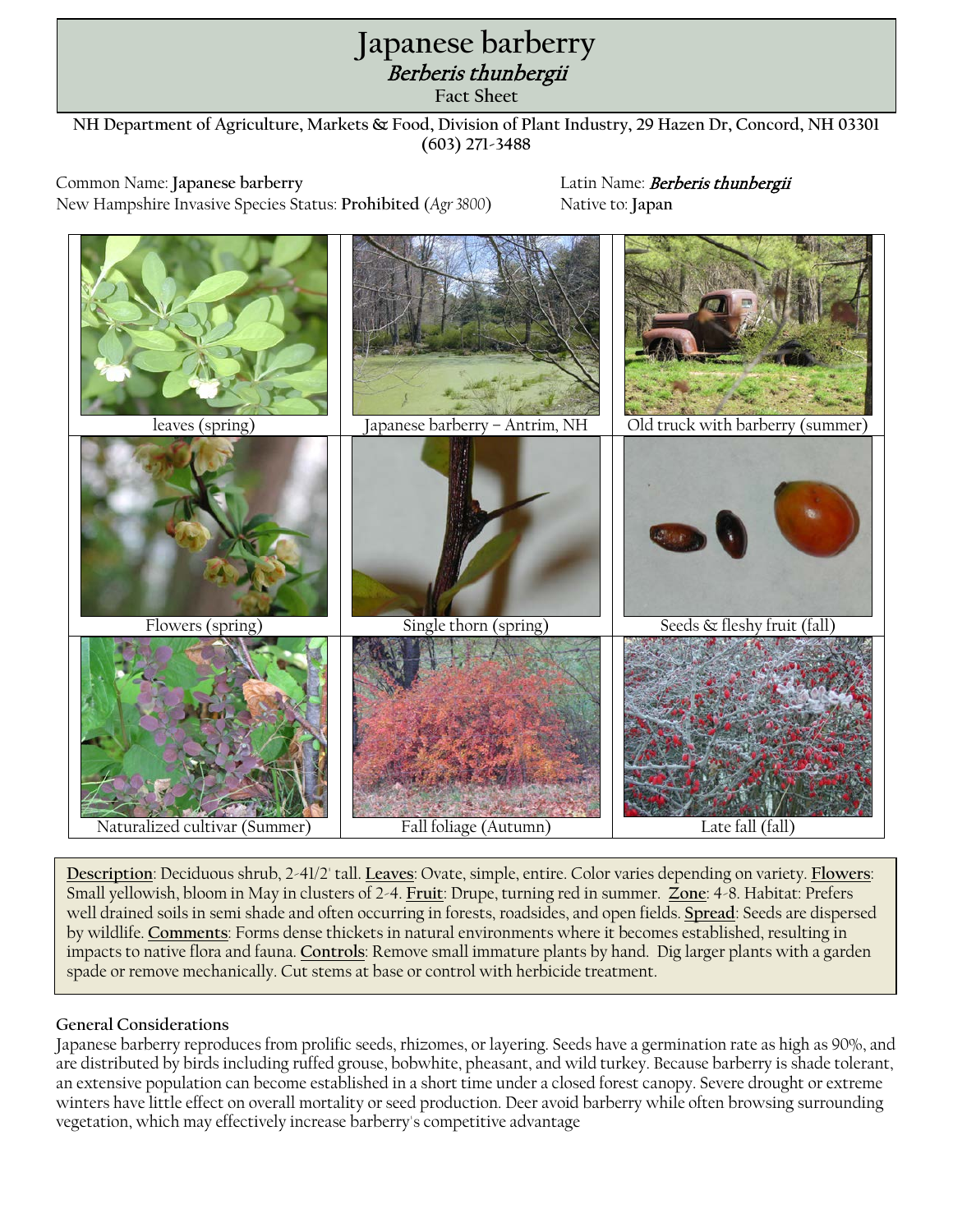# Japanese barberry

## *Berberis thunbergii*

### Fact Sheet

**NH Department of Agriculture, Markets & Food, Division of Plant Industry, 29 Hazen Dr, Concord, NH 03301 (603) 271-3488**

Common Name: **Japanese barberry**
New Hampshire Invasive Species Status: **Prohibited** (*Agr 3800*)

Latin Name: ***Berberis thunbergii***
Native to: **Japan**

| leaves (spring) | Japanese barberry – Antrim, NH | Old truck with barberry (summer) |
|---|---|---|
| Flowers (spring) | Single thorn (spring) | Seeds & fleshy fruit (fall) |
| Naturalized cultivar (Summer) | Fall foliage (Autumn) | Late fall (fall) |

**Description**: Deciduous shrub, 2-41/2' tall. **Leaves**: Ovate, simple, entire. Color varies depending on variety. **Flowers**: Small yellowish, bloom in May in clusters of 2-4. **Fruit**: Drupe, turning red in summer. **Zone**: 4-8. Habitat: Prefers well drained soils in semi shade and often occurring in forests, roadsides, and open fields. **Spread**: Seeds are dispersed by wildlife. **Comments**: Forms dense thickets in natural environments where it becomes established, resulting in impacts to native flora and fauna. **Controls**: Remove small immature plants by hand. Dig larger plants with a garden spade or remove mechanically. Cut stems at base or control with herbicide treatment.

**General Considerations**

Japanese barberry reproduces from prolific seeds, rhizomes, or layering. Seeds have a germination rate as high as 90%, and are distributed by birds including ruffed grouse, bobwhite, pheasant, and wild turkey. Because barberry is shade tolerant, an extensive population can become established in a short time under a closed forest canopy. Severe drought or extreme winters have little effect on overall mortality or seed production. Deer avoid barberry while often browsing surrounding vegetation, which may effectively increase barberry's competitive advantage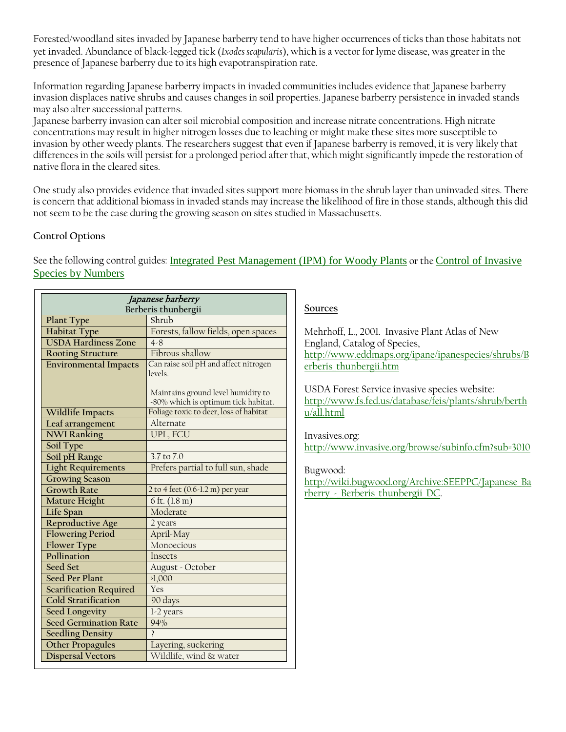Forested/woodland sites invaded by Japanese barberry tend to have higher occurrences of ticks than those habitats not yet invaded. Abundance of black-legged tick (*Ixodes scapularis*), which is a vector for lyme disease, was greater in the presence of Japanese barberry due to its high evapotranspiration rate.

Information regarding Japanese barberry impacts in invaded communities includes evidence that Japanese barberry invasion displaces native shrubs and causes changes in soil properties. Japanese barberry persistence in invaded stands may also alter successional patterns.
Japanese barberry invasion can alter soil microbial composition and increase nitrate concentrations. High nitrate concentrations may result in higher nitrogen losses due to leaching or might make these sites more susceptible to invasion by other weedy plants. The researchers suggest that even if Japanese barberry is removed, it is very likely that differences in the soils will persist for a prolonged period after that, which might significantly impede the restoration of native flora in the cleared sites.

One study also provides evidence that invaded sites support more biomass in the shrub layer than uninvaded sites. There is concern that additional biomass in invaded stands may increase the likelihood of fire in those stands, although this did not seem to be the case during the growing season on sites studied in Massachusetts.

**Control Options**

See the following control guides: Integrated Pest Management (IPM) for Woody Plants or the Control of Invasive Species by Numbers

| *Japanese barberry* Berberis thunbergii | |
|---|---|
| **Plant Type** | Shrub |
| **Habitat Type** | Forests, fallow fields, open spaces |
| **USDA Hardiness Zone** | 4-8 |
| **Rooting Structure** | Fibrous shallow |
| **Environmental Impacts** | Can raise soil pH and affect nitrogen levels. Maintains ground level humidity to ~80% which is optimum tick habitat. |
| **Wildlife Impacts** | Foliage toxic to deer, loss of habitat |
| **Leaf arrangement** | Alternate |
| **NWI Ranking** | UPL, FCU |
| **Soil Type** | |
| **Soil pH Range** | 3.7 to 7.0 |
| **Light Requirements** | Prefers partial to full sun, shade |
| **Growing Season** | |
| **Growth Rate** | 2 to 4 feet (0.6-1.2 m) per year |
| **Mature Height** | 6 ft. (1.8 m) |
| **Life Span** | Moderate |
| **Reproductive Age** | 2 years |
| **Flowering Period** | April-May |
| **Flower Type** | Monoecious |
| **Pollination** | Insects |
| **Seed Set** | August - October |
| **Seed Per Plant** | >1,000 |
| **Scarification Required** | Yes |
| **Cold Stratification** | 90 days |
| **Seed Longevity** | 1-2 years |
| **Seed Germination Rate** | 94% |
| **Seedling Density** | ? |
| **Other Propagules** | Layering, suckering |
| **Dispersal Vectors** | Wildlife, wind & water |

**Sources**

Mehrhoff, L., 2001. Invasive Plant Atlas of New England, Catalog of Species, http://www.eddmaps.org/ipane/ipanespecies/shrubs/Berberis_thunbergii.htm

USDA Forest Service invasive species website: http://www.fs.fed.us/database/feis/plants/shrub/berthu/all.html

Invasives.org: http://www.invasive.org/browse/subinfo.cfm?sub=3010

Bugwood: http://wiki.bugwood.org/Archive:SEEPPC/Japanese_Barberry_-_Berberis_thunbergii_DC.